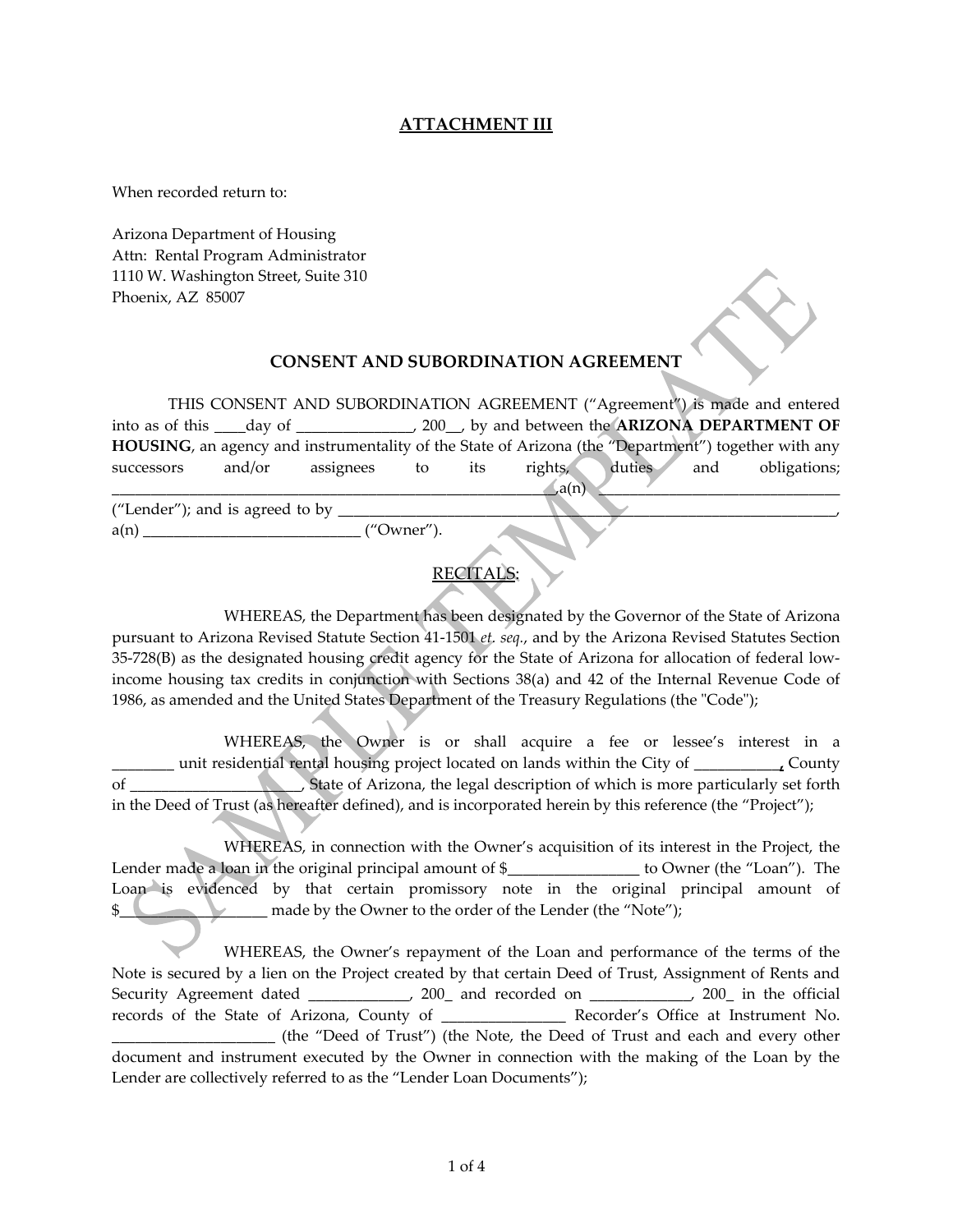## ATTACHMENT III

When recorded return to:

Arizona Department of Housing
Attn: Rental Program Administrator
1110 W. Washington Street, Suite 310
Phoenix, AZ 85007

### CONSENT AND SUBORDINATION AGREEMENT

THIS CONSENT AND SUBORDINATION AGREEMENT ("Agreement") is made and entered into as of this ____day of _______________, 200__, by and between the **ARIZONA DEPARTMENT OF HOUSING**, an agency and instrumentality of the State of Arizona (the "Department") together with any successors and/or assignees to its rights, duties and obligations; ____________________________________________________________,a(n) __________________________________ ("Lender"); and is agreed to by ______________________________________________________________________, a(n) ____________________________ ("Owner").

RECITALS:

WHEREAS, the Department has been designated by the Governor of the State of Arizona pursuant to Arizona Revised Statute Section 41-1501 *et. seq.*, and by the Arizona Revised Statutes Section 35-728(B) as the designated housing credit agency for the State of Arizona for allocation of federal low-income housing tax credits in conjunction with Sections 38(a) and 42 of the Internal Revenue Code of 1986, as amended and the United States Department of the Treasury Regulations (the "Code");

WHEREAS, the Owner is or shall acquire a fee or lessee's interest in a ________ unit residential rental housing project located on lands within the City of ___________, County of _____________________, State of Arizona, the legal description of which is more particularly set forth in the Deed of Trust (as hereafter defined), and is incorporated herein by this reference (the "Project");

WHEREAS, in connection with the Owner's acquisition of its interest in the Project, the Lender made a loan in the original principal amount of $_________________ to Owner (the "Loan"). The Loan is evidenced by that certain promissory note in the original principal amount of $____________________ made by the Owner to the order of the Lender (the "Note");

WHEREAS, the Owner's repayment of the Loan and performance of the terms of the Note is secured by a lien on the Project created by that certain Deed of Trust, Assignment of Rents and Security Agreement dated _____________, 200_ and recorded on _____________, 200_ in the official records of the State of Arizona, County of ________________ Recorder's Office at Instrument No. _____________________ (the "Deed of Trust") (the Note, the Deed of Trust and each and every other document and instrument executed by the Owner in connection with the making of the Loan by the Lender are collectively referred to as the "Lender Loan Documents");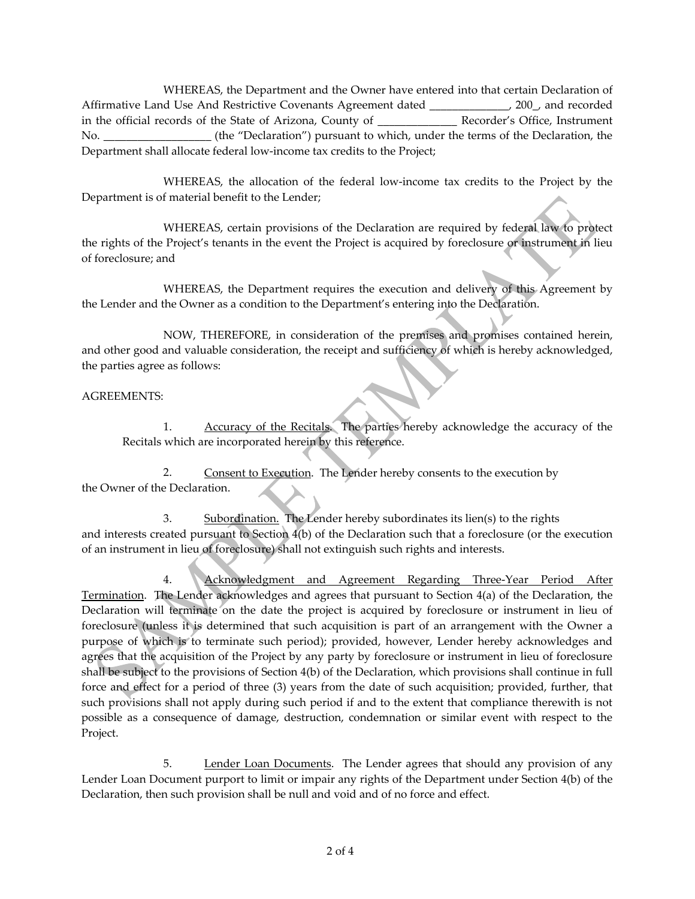WHEREAS, the Department and the Owner have entered into that certain Declaration of Affirmative Land Use And Restrictive Covenants Agreement dated _____________, 200_, and recorded in the official records of the State of Arizona, County of _____________ Recorder's Office, Instrument No. __________________ (the "Declaration") pursuant to which, under the terms of the Declaration, the Department shall allocate federal low-income tax credits to the Project;

WHEREAS, the allocation of the federal low-income tax credits to the Project by the Department is of material benefit to the Lender;

WHEREAS, certain provisions of the Declaration are required by federal law to protect the rights of the Project's tenants in the event the Project is acquired by foreclosure or instrument in lieu of foreclosure; and

WHEREAS, the Department requires the execution and delivery of this Agreement by the Lender and the Owner as a condition to the Department's entering into the Declaration.

NOW, THEREFORE, in consideration of the premises and promises contained herein, and other good and valuable consideration, the receipt and sufficiency of which is hereby acknowledged, the parties agree as follows:

AGREEMENTS:

1. Accuracy of the Recitals. The parties hereby acknowledge the accuracy of the Recitals which are incorporated herein by this reference.

2. Consent to Execution. The Lender hereby consents to the execution by the Owner of the Declaration.

3. Subordination. The Lender hereby subordinates its lien(s) to the rights and interests created pursuant to Section 4(b) of the Declaration such that a foreclosure (or the execution of an instrument in lieu of foreclosure) shall not extinguish such rights and interests.

4. Acknowledgment and Agreement Regarding Three-Year Period After Termination. The Lender acknowledges and agrees that pursuant to Section 4(a) of the Declaration, the Declaration will terminate on the date the project is acquired by foreclosure or instrument in lieu of foreclosure (unless it is determined that such acquisition is part of an arrangement with the Owner a purpose of which is to terminate such period); provided, however, Lender hereby acknowledges and agrees that the acquisition of the Project by any party by foreclosure or instrument in lieu of foreclosure shall be subject to the provisions of Section 4(b) of the Declaration, which provisions shall continue in full force and effect for a period of three (3) years from the date of such acquisition; provided, further, that such provisions shall not apply during such period if and to the extent that compliance therewith is not possible as a consequence of damage, destruction, condemnation or similar event with respect to the Project.

5. Lender Loan Documents. The Lender agrees that should any provision of any Lender Loan Document purport to limit or impair any rights of the Department under Section 4(b) of the Declaration, then such provision shall be null and void and of no force and effect.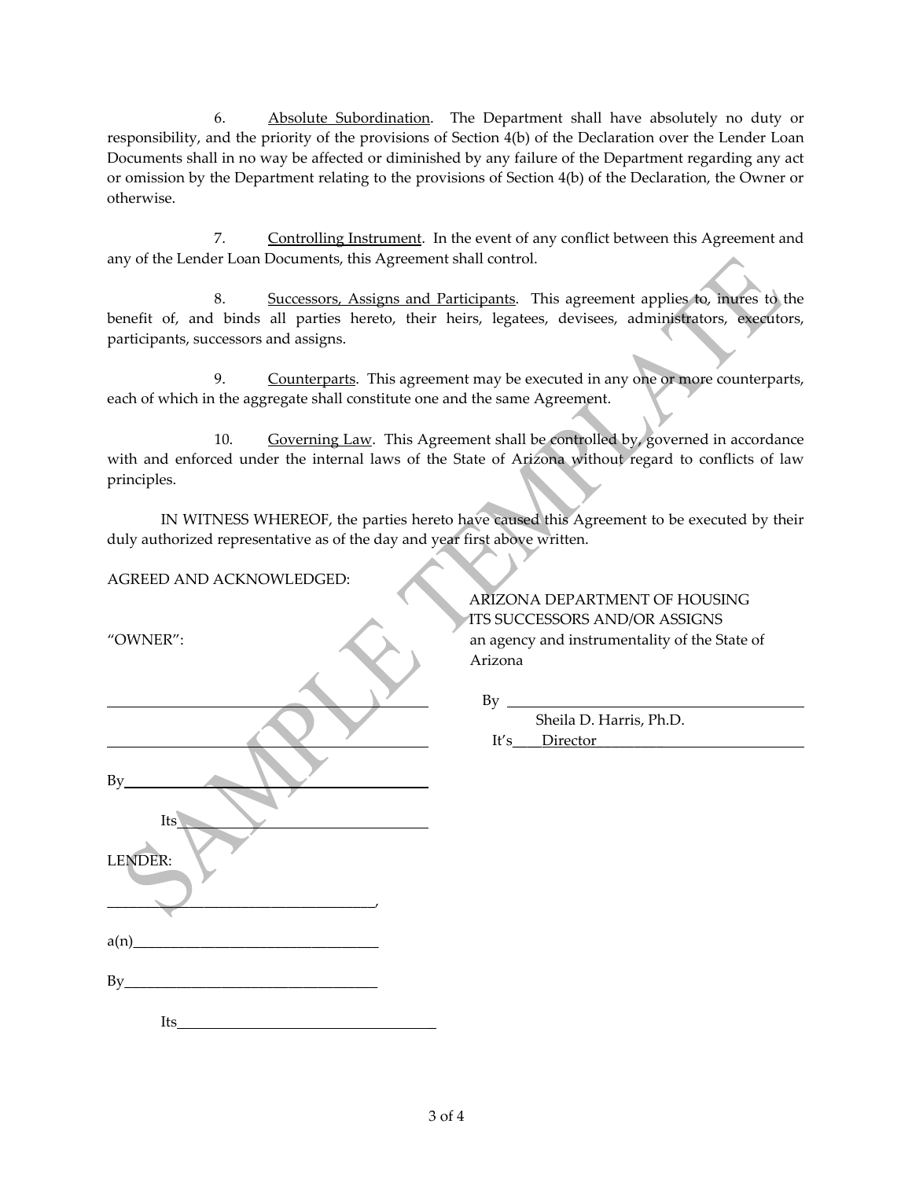6. Absolute Subordination. The Department shall have absolutely no duty or responsibility, and the priority of the provisions of Section 4(b) of the Declaration over the Lender Loan Documents shall in no way be affected or diminished by any failure of the Department regarding any act or omission by the Department relating to the provisions of Section 4(b) of the Declaration, the Owner or otherwise.

7. Controlling Instrument. In the event of any conflict between this Agreement and any of the Lender Loan Documents, this Agreement shall control.

8. Successors, Assigns and Participants. This agreement applies to, inures to the benefit of, and binds all parties hereto, their heirs, legatees, devisees, administrators, executors, participants, successors and assigns.

9. Counterparts. This agreement may be executed in any one or more counterparts, each of which in the aggregate shall constitute one and the same Agreement.

10. Governing Law. This Agreement shall be controlled by, governed in accordance with and enforced under the internal laws of the State of Arizona without regard to conflicts of law principles.

IN WITNESS WHEREOF, the parties hereto have caused this Agreement to be executed by their duly authorized representative as of the day and year first above written.

AGREED AND ACKNOWLEDGED:

ARIZONA DEPARTMENT OF HOUSING
ITS SUCCESSORS AND/OR ASSIGNS
an agency and instrumentality of the State of Arizona

By ______________________________
Sheila D. Harris, Ph.D.
It's ___Director___________________

"OWNER":

______________________________

______________________________

By______________________________

Its______________________________

LENDER:

______________________________,

a(n)______________________________

By______________________________

Its______________________________

SAMPLE TEMPLATE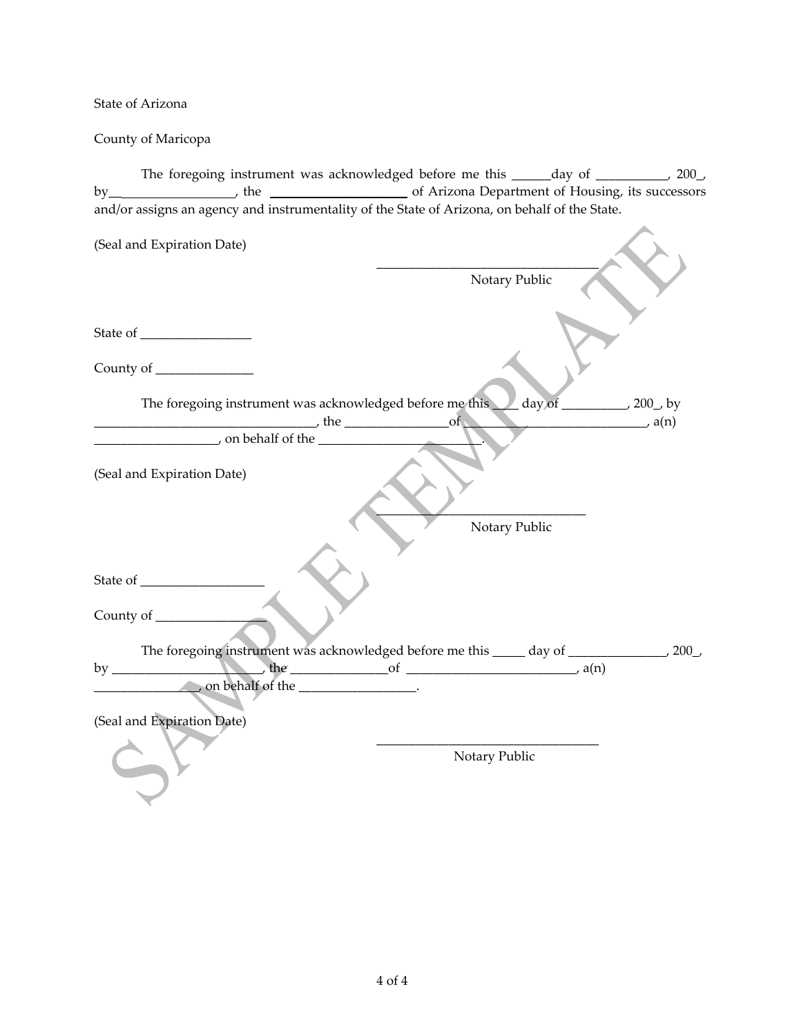State of Arizona

County of Maricopa

The foregoing instrument was acknowledged before me this ______day of ___________, 200_, by__________________, the ____________________ of Arizona Department of Housing, its successors and/or assigns an agency and instrumentality of the State of Arizona, on behalf of the State.

(Seal and Expiration Date)

___________________________________
Notary Public

State of _________________

County of _______________

The foregoing instrument was acknowledged before me this ____ day of __________, 200_, by __________________________________, the ________________of _____________________________, a(n) ___________________, on behalf of the __________________________.

(Seal and Expiration Date)

_________________________________
Notary Public

State of ___________________

County of _________________

The foregoing instrument was acknowledged before me this _____ day of _______________, 200_, by _______________________, the _______________of __________________________, a(n) ________________, on behalf of the __________________.

(Seal and Expiration Date)

___________________________________
Notary Public

SAMPLE TEMPLATE